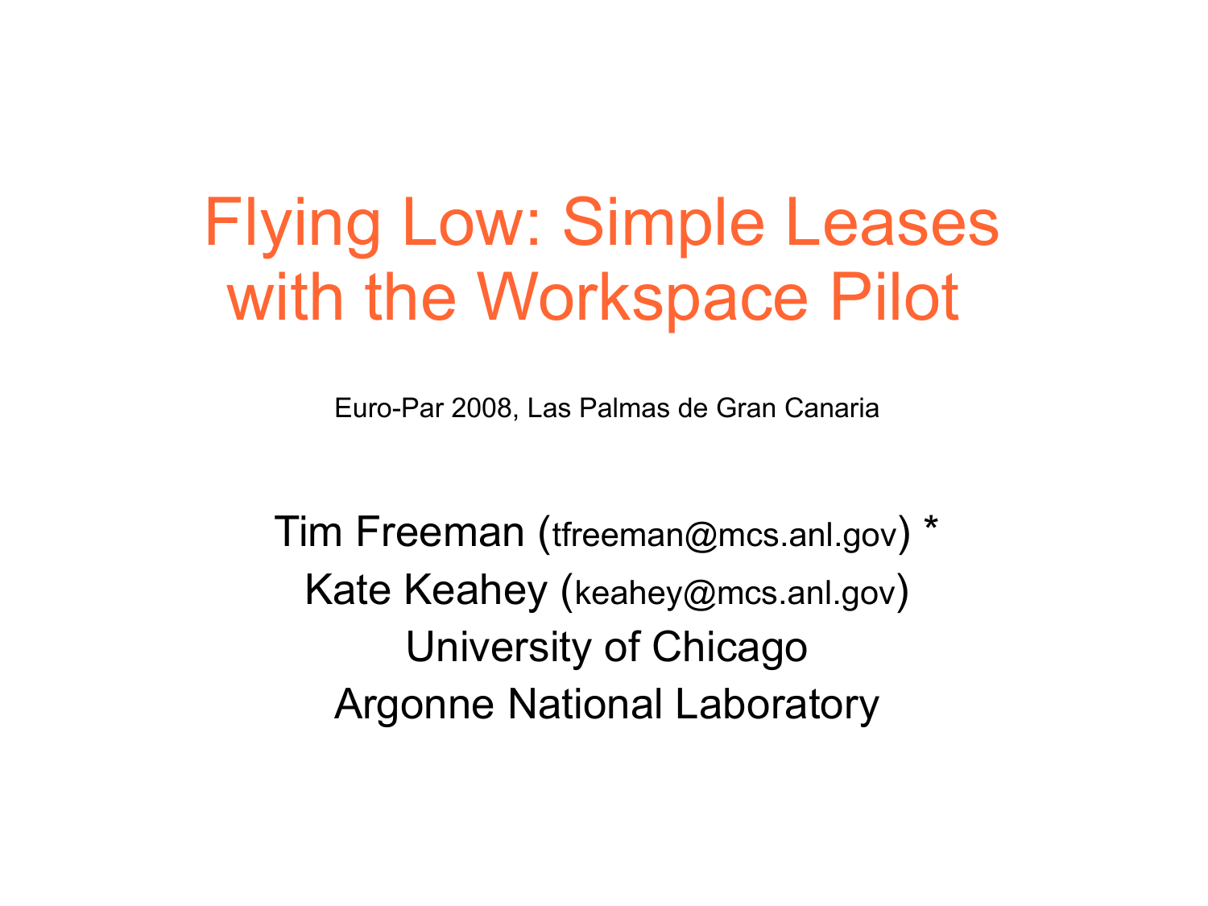# Flying Low: Simple Leases with the Workspace Pilot

Euro-Par 2008, Las Palmas de Gran Canaria

Tim Freeman (tfreeman@mcs.anl.gov) *

Kate Keahey (keahey@mcs.anl.gov)

University of Chicago

Argonne National Laboratory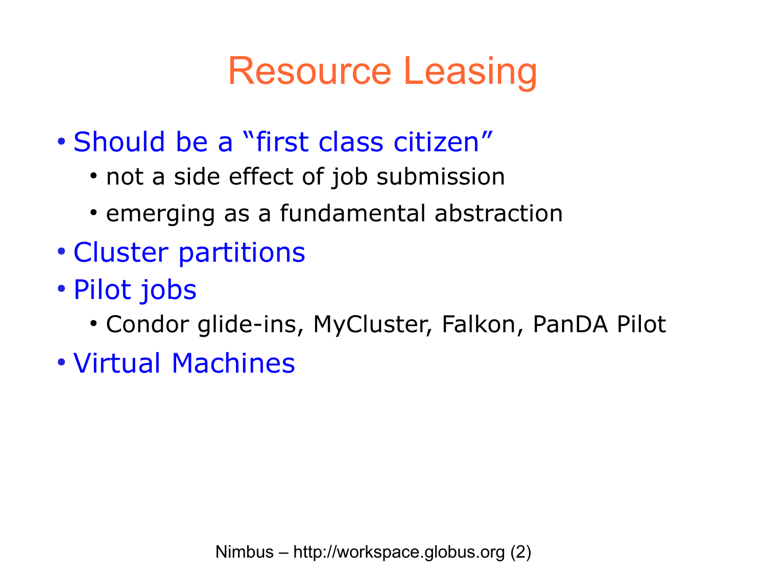# Resource Leasing

- Should be a “first class citizen”
  - not a side effect of job submission
  - emerging as a fundamental abstraction
- Cluster partitions
- Pilot jobs
  - Condor glide-ins, MyCluster, Falkon, PanDA Pilot
- Virtual Machines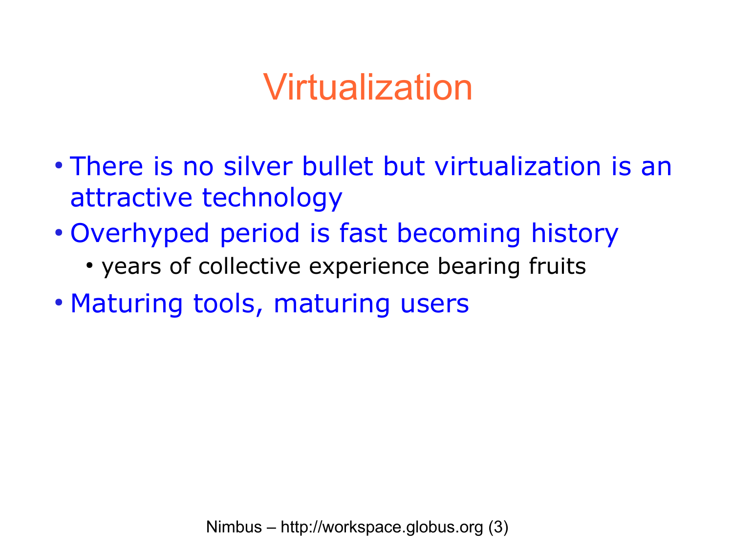# Virtualization

- There is no silver bullet but virtualization is an attractive technology
- Overhyped period is fast becoming history
  - years of collective experience bearing fruits
- Maturing tools, maturing users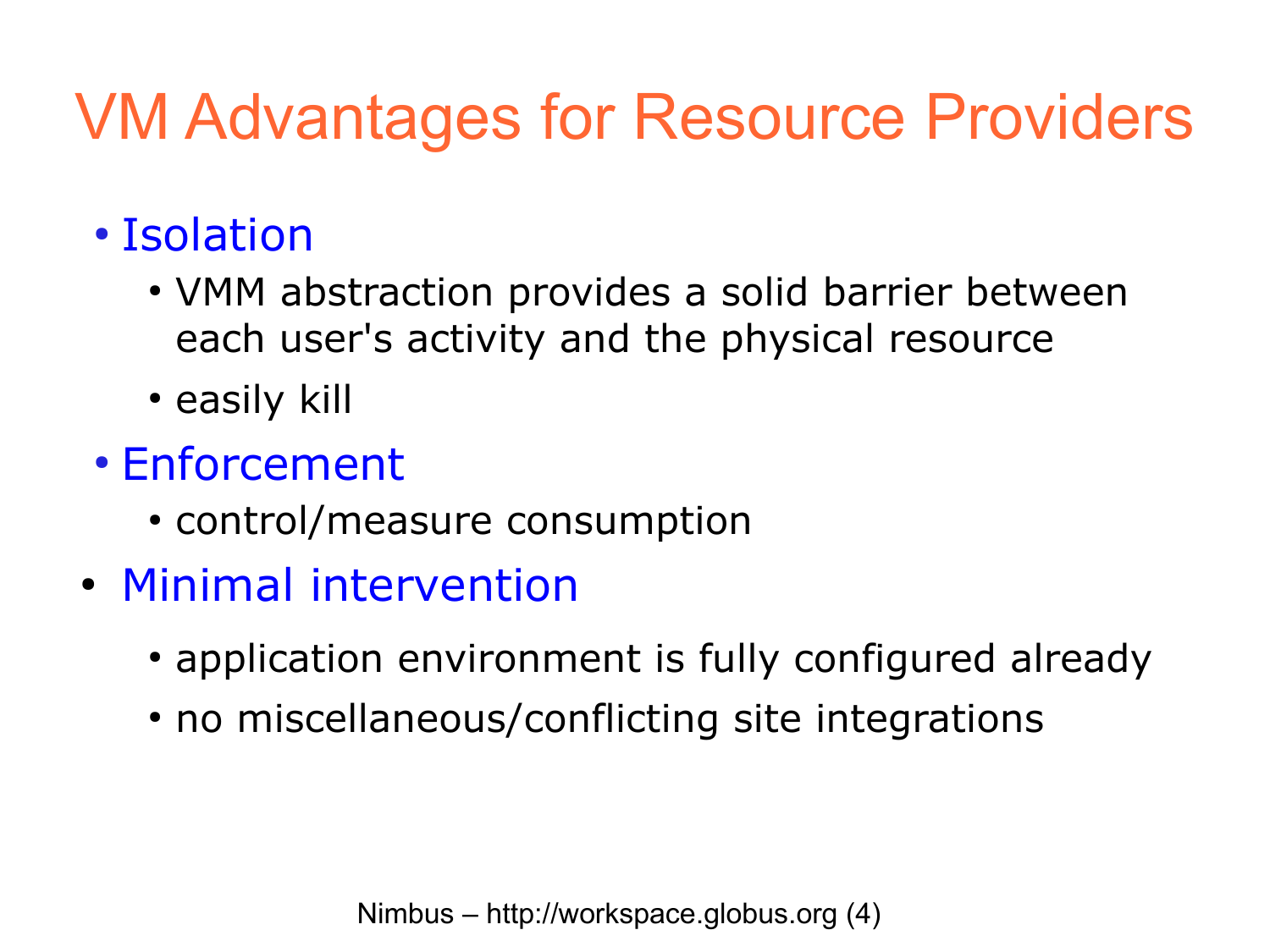# VM Advantages for Resource Providers

- Isolation
  - VMM abstraction provides a solid barrier between each user's activity and the physical resource
  - easily kill
- Enforcement
  - control/measure consumption
- Minimal intervention
  - application environment is fully configured already
  - no miscellaneous/conflicting site integrations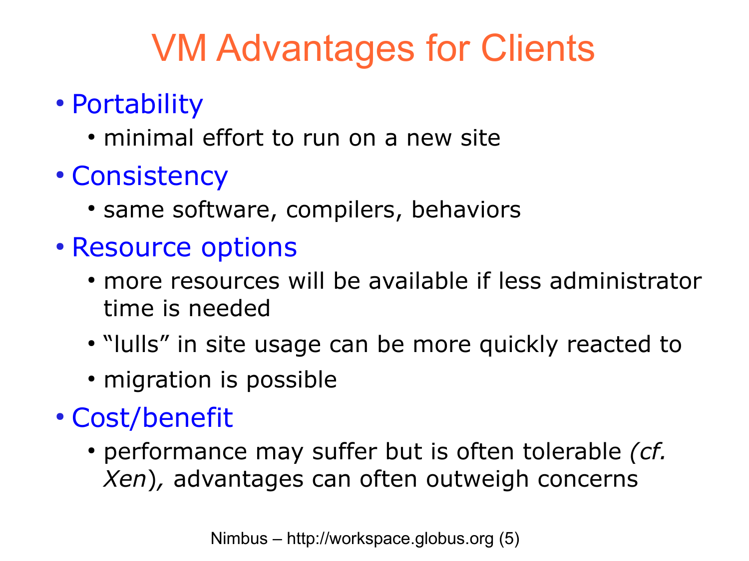# VM Advantages for Clients

- Portability
  - minimal effort to run on a new site
- Consistency
  - same software, compilers, behaviors
- Resource options
  - more resources will be available if less administrator time is needed
  - “lulls” in site usage can be more quickly reacted to
  - migration is possible
- Cost/benefit
  - performance may suffer but is often tolerable *(cf. Xen),* advantages can often outweigh concerns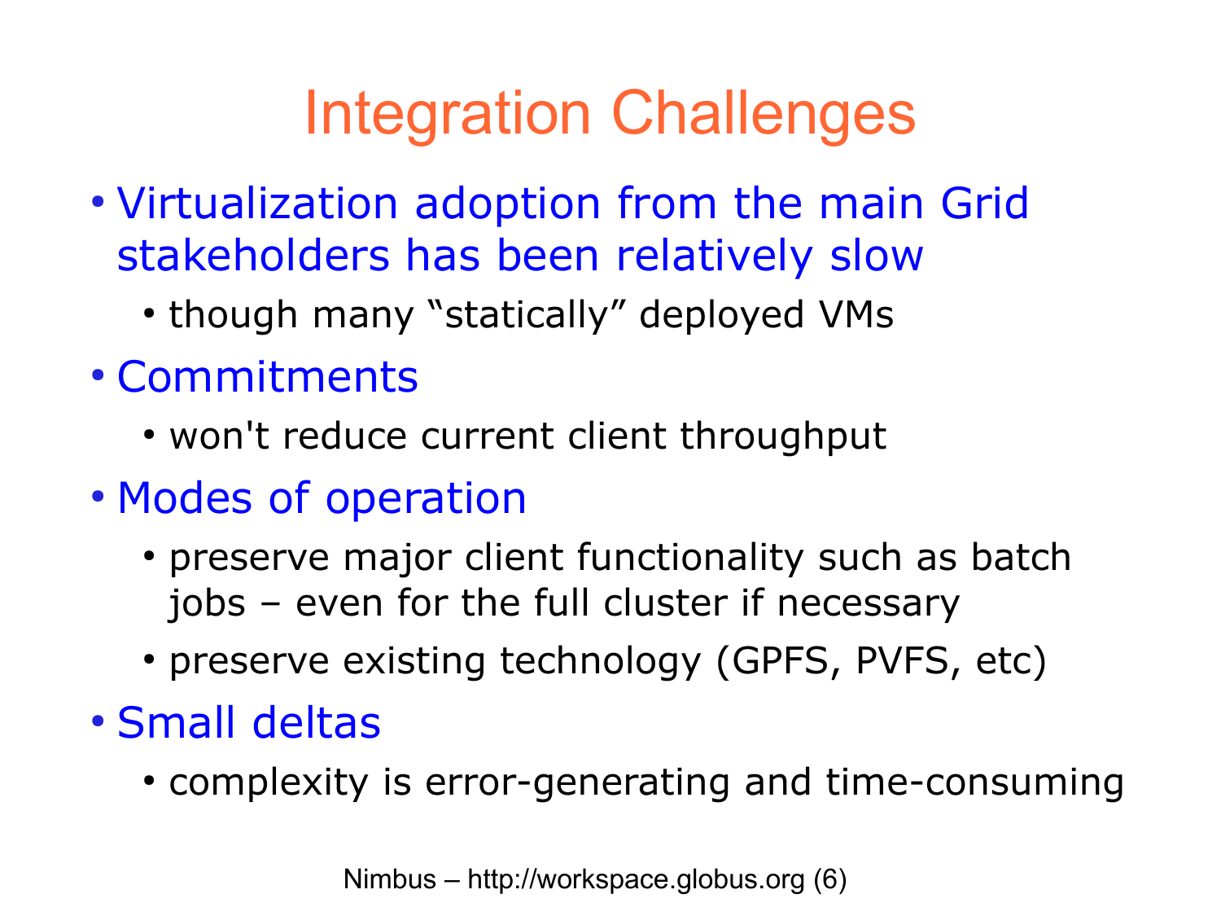# Integration Challenges

- Virtualization adoption from the main Grid stakeholders has been relatively slow
  - though many “statically” deployed VMs
- Commitments
  - won't reduce current client throughput
- Modes of operation
  - preserve major client functionality such as batch jobs – even for the full cluster if necessary
  - preserve existing technology (GPFS, PVFS, etc)
- Small deltas
  - complexity is error-generating and time-consuming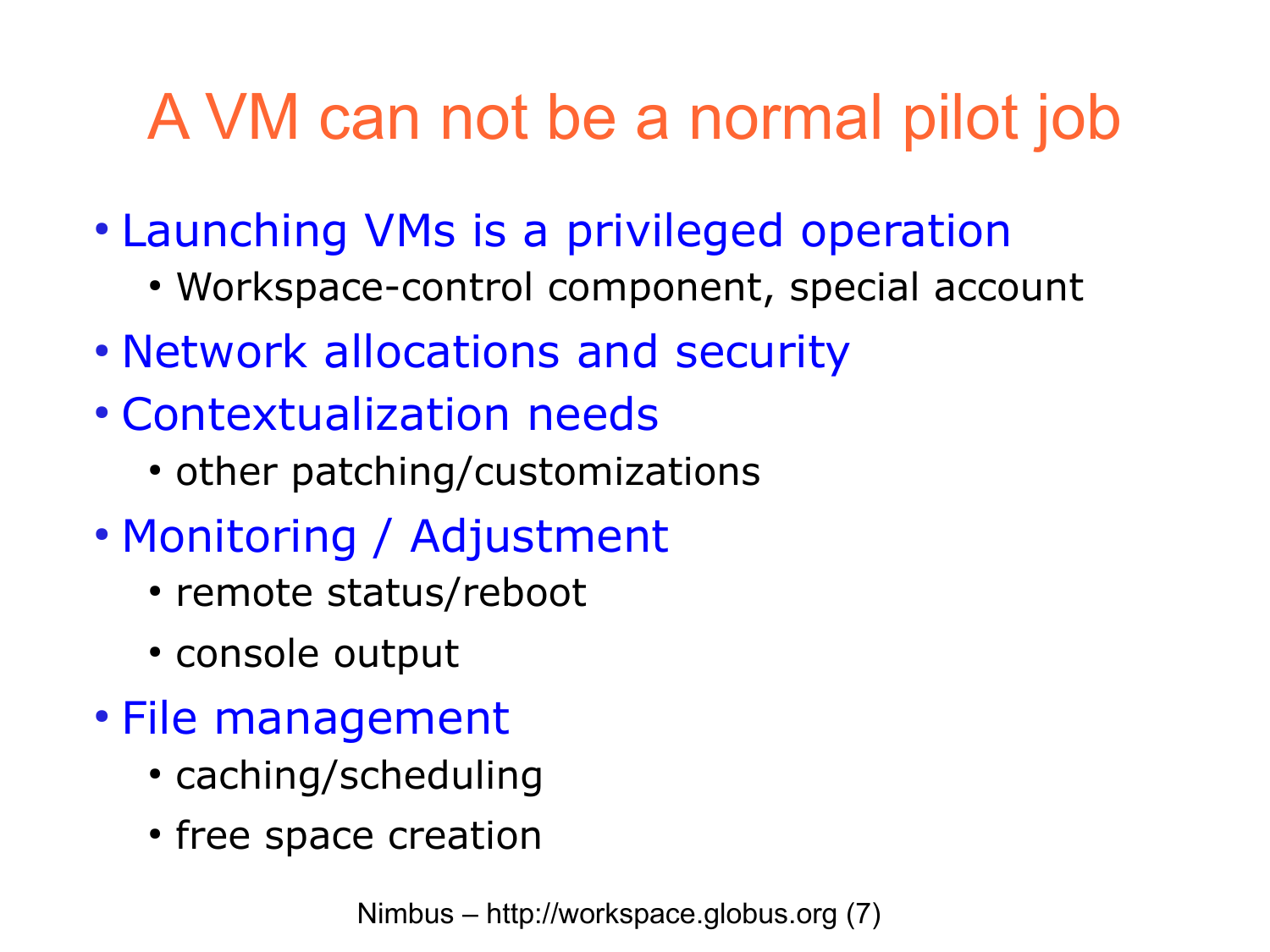# A VM can not be a normal pilot job

- Launching VMs is a privileged operation
  - Workspace-control component, special account
- Network allocations and security
- Contextualization needs
  - other patching/customizations
- Monitoring / Adjustment
  - remote status/reboot
  - console output
- File management
  - caching/scheduling
  - free space creation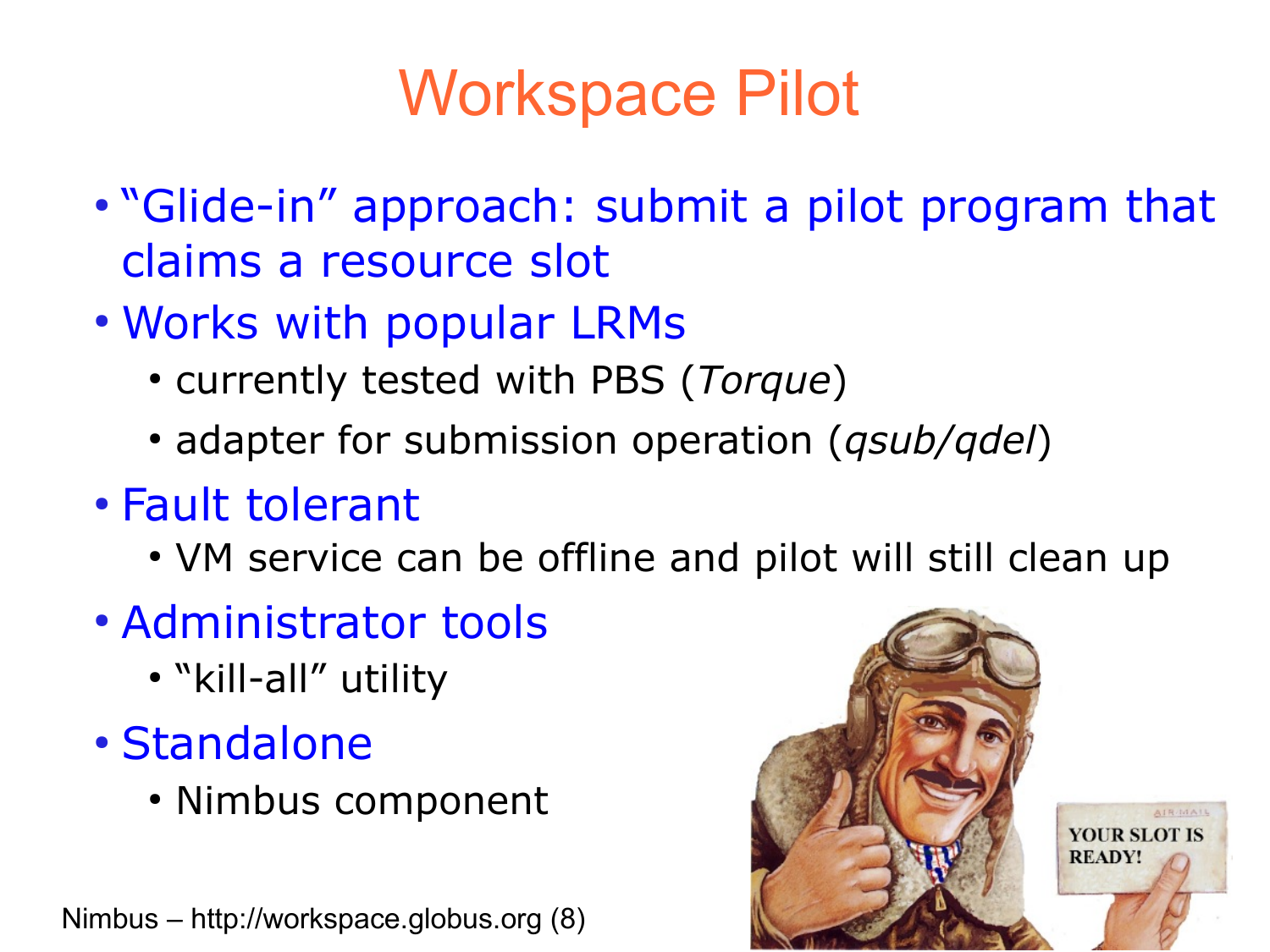# Workspace Pilot

- "Glide-in" approach: submit a pilot program that claims a resource slot
- Works with popular LRMs
  - currently tested with PBS (*Torque*)
  - adapter for submission operation (*qsub/qdel*)
- Fault tolerant
  - VM service can be offline and pilot will still clean up
- Administrator tools
  - "kill-all" utility
- Standalone
  - Nimbus component

Nimbus – http://workspace.globus.org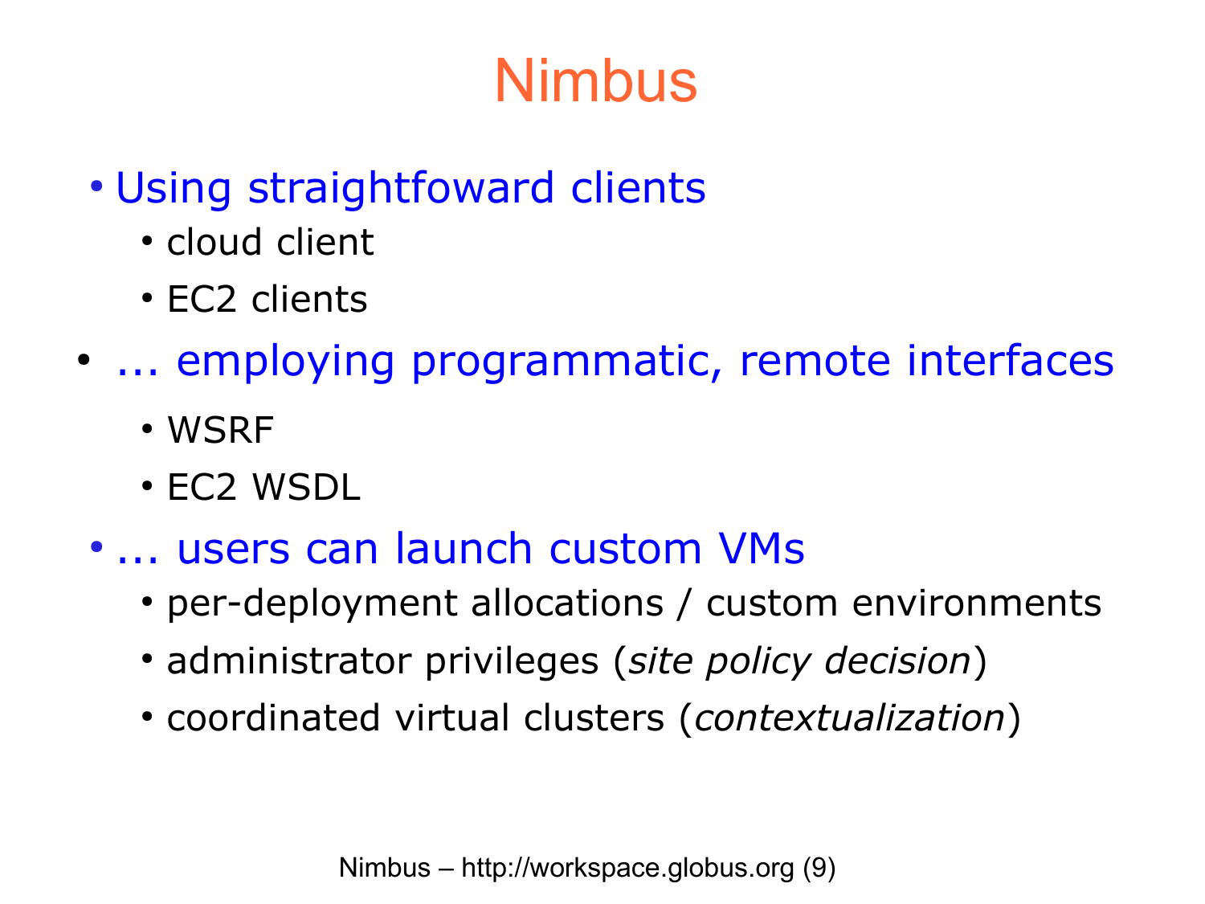# Nimbus

- Using straightfoward clients
  - cloud client
  - EC2 clients
- ... employing programmatic, remote interfaces
  - WSRF
  - EC2 WSDL
- ... users can launch custom VMs
  - per-deployment allocations / custom environments
  - administrator privileges (*site policy decision*)
  - coordinated virtual clusters (*contextualization*)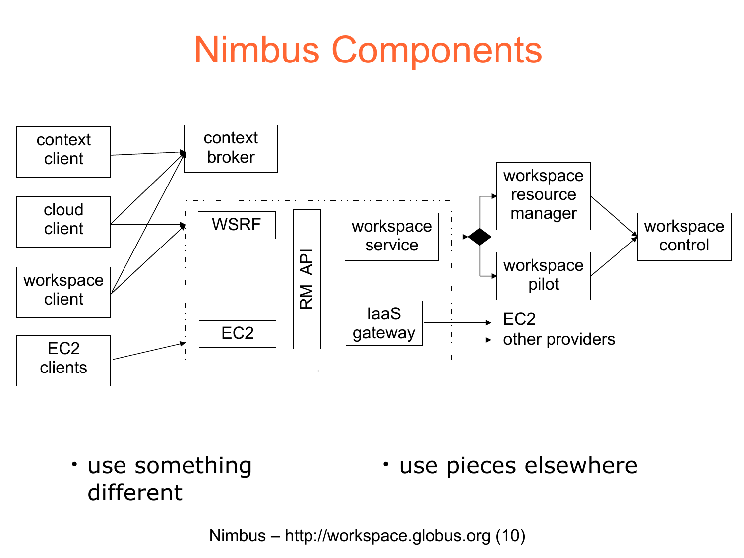# Nimbus Components

context client

context broker

cloud client

workspace client

EC2 clients

WSRF

EC2

RM API

workspace service

IaaS gateway

workspace resource manager

workspace pilot

workspace control

EC2
other providers

- use something different
- use pieces elsewhere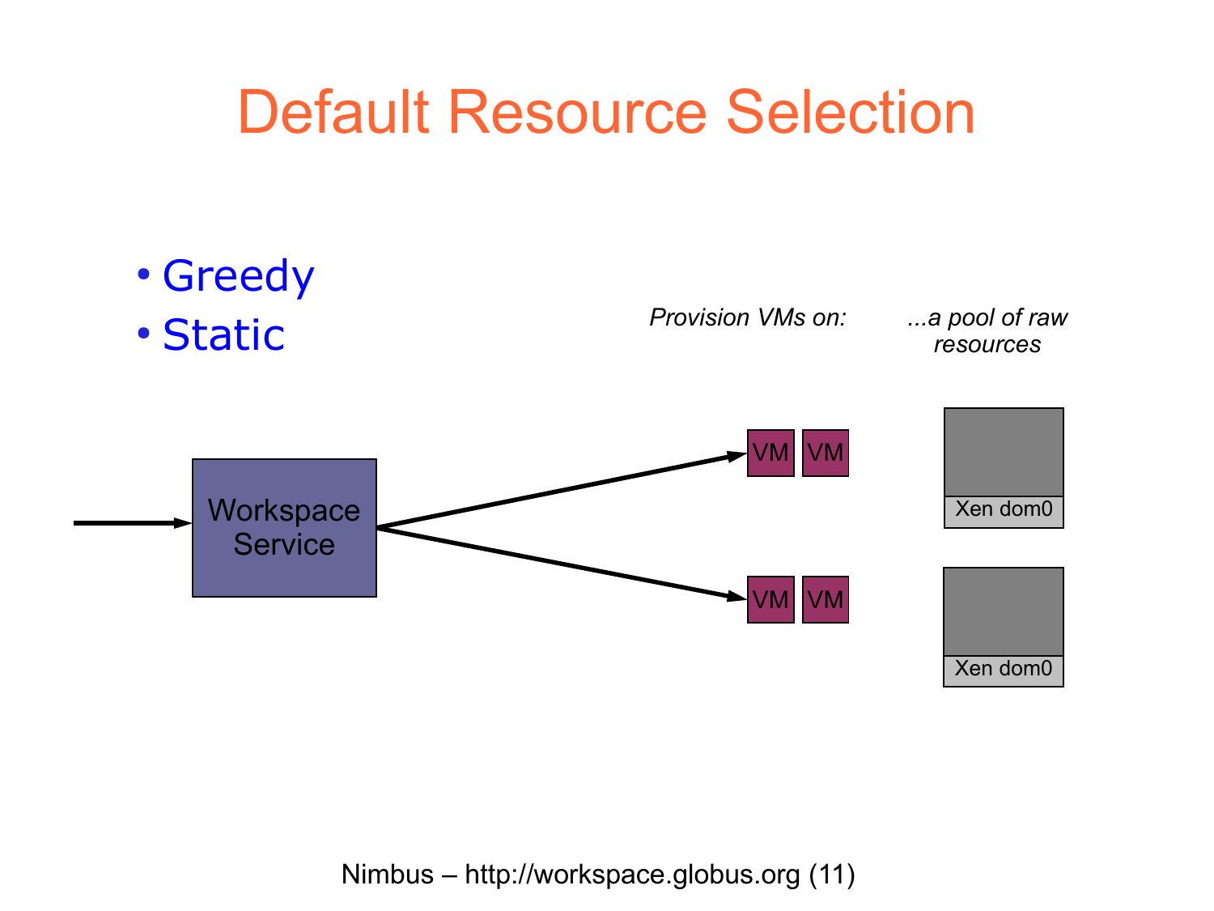# Default Resource Selection

- Greedy
- Static

*Provision VMs on:*

*...a pool of raw resources*

Workspace Service

VM VM

VM VM

Xen dom0

Xen dom0

Nimbus – http://workspace.globus.org (11)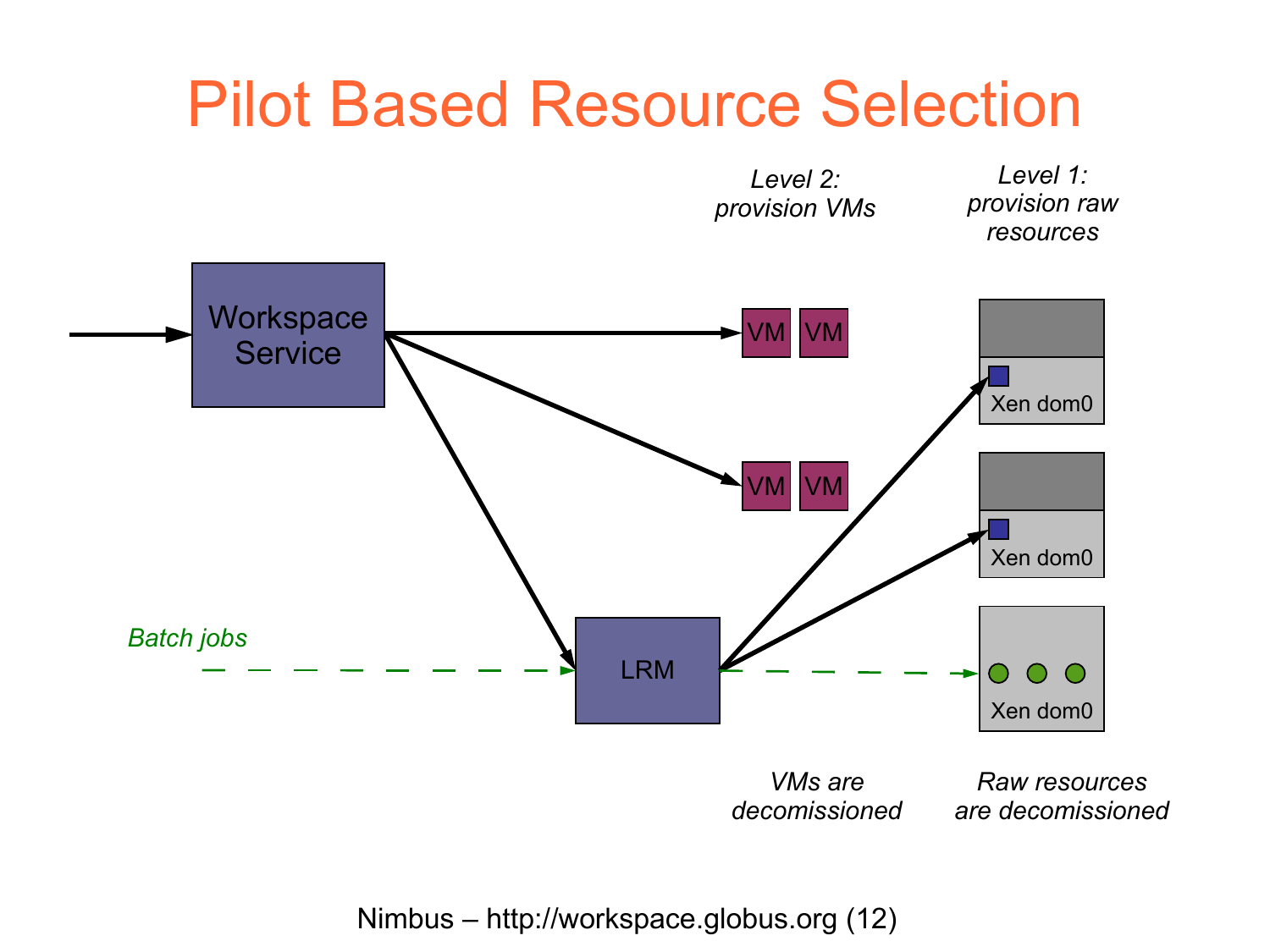# Pilot Based Resource Selection

*Level 2: provision VMs*

*Level 1: provision raw resources*

Workspace Service

VM VM

VM VM

Xen dom0

Xen dom0

*Batch jobs*

LRM

Xen dom0

*VMs are decomissioned*

*Raw resources are decomissioned*

Nimbus – http://workspace.globus.org (12)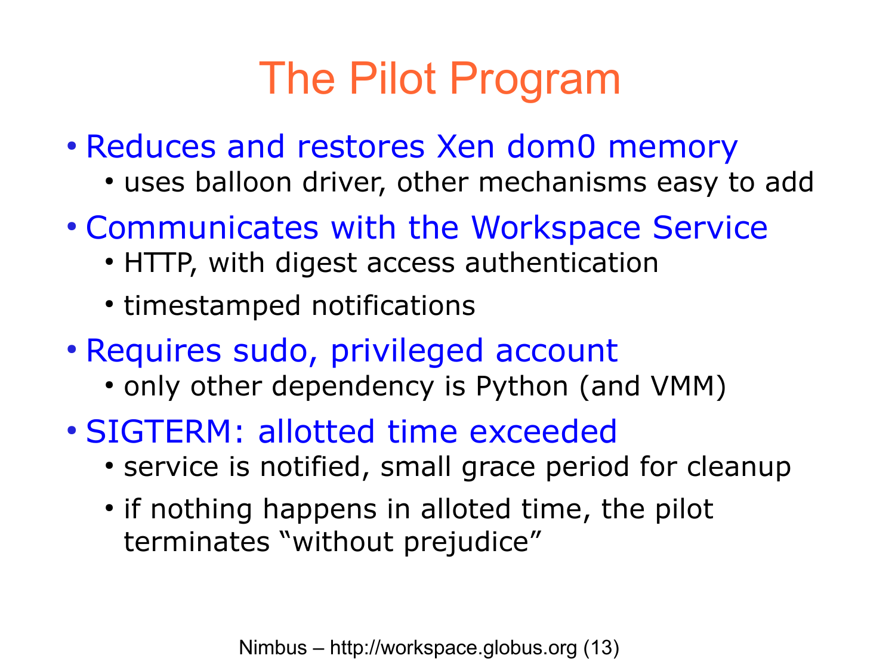# The Pilot Program

- Reduces and restores Xen dom0 memory
  - uses balloon driver, other mechanisms easy to add
- Communicates with the Workspace Service
  - HTTP, with digest access authentication
  - timestamped notifications
- Requires sudo, privileged account
  - only other dependency is Python (and VMM)
- SIGTERM: allotted time exceeded
  - service is notified, small grace period for cleanup
  - if nothing happens in alloted time, the pilot terminates "without prejudice"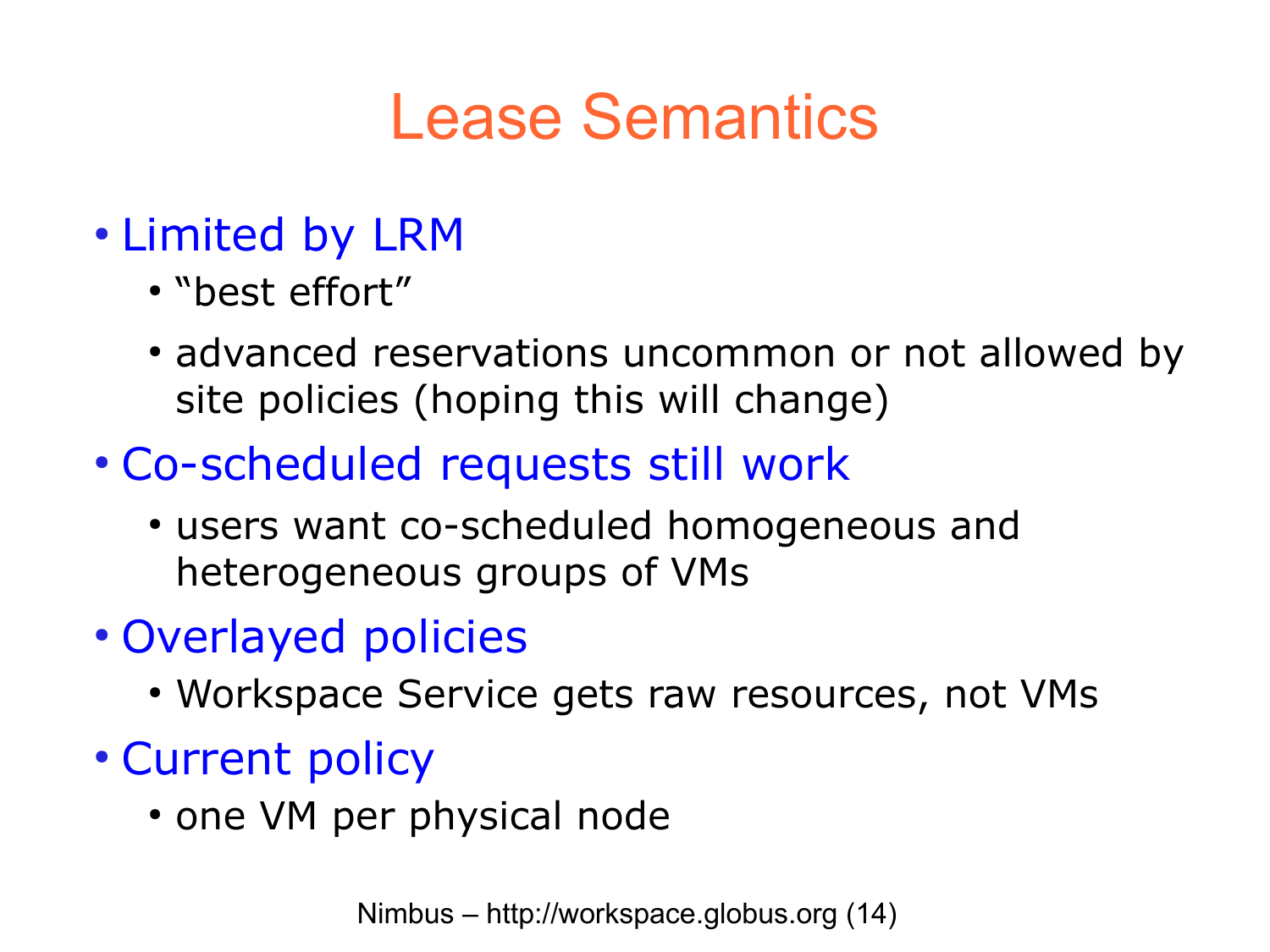# Lease Semantics

- Limited by LRM
  - "best effort"
  - advanced reservations uncommon or not allowed by site policies (hoping this will change)
- Co-scheduled requests still work
  - users want co-scheduled homogeneous and heterogeneous groups of VMs
- Overlayed policies
  - Workspace Service gets raw resources, not VMs
- Current policy
  - one VM per physical node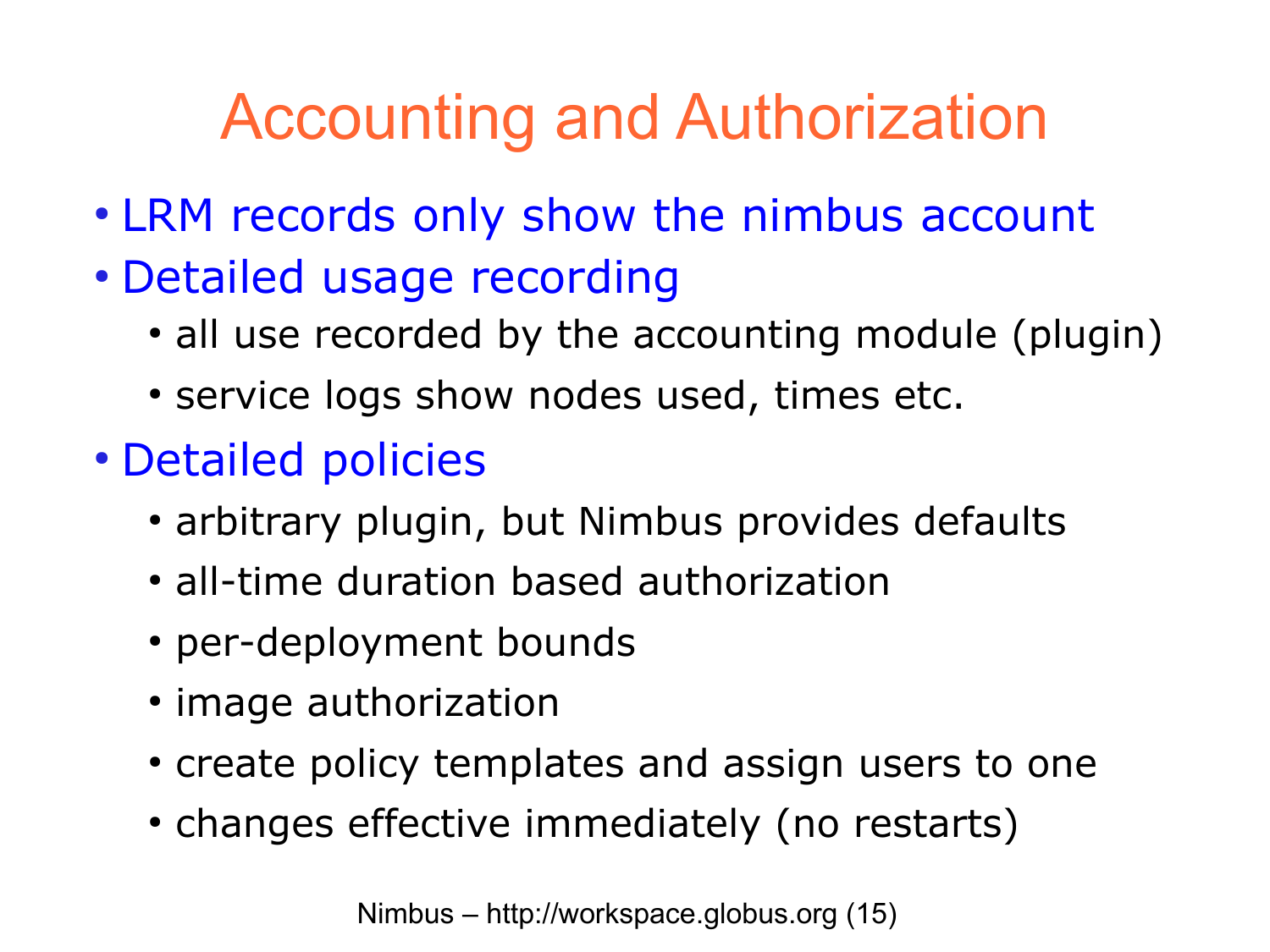# Accounting and Authorization

- LRM records only show the nimbus account
- Detailed usage recording
  - all use recorded by the accounting module (plugin)
  - service logs show nodes used, times etc.
- Detailed policies
  - arbitrary plugin, but Nimbus provides defaults
  - all-time duration based authorization
  - per-deployment bounds
  - image authorization
  - create policy templates and assign users to one
  - changes effective immediately (no restarts)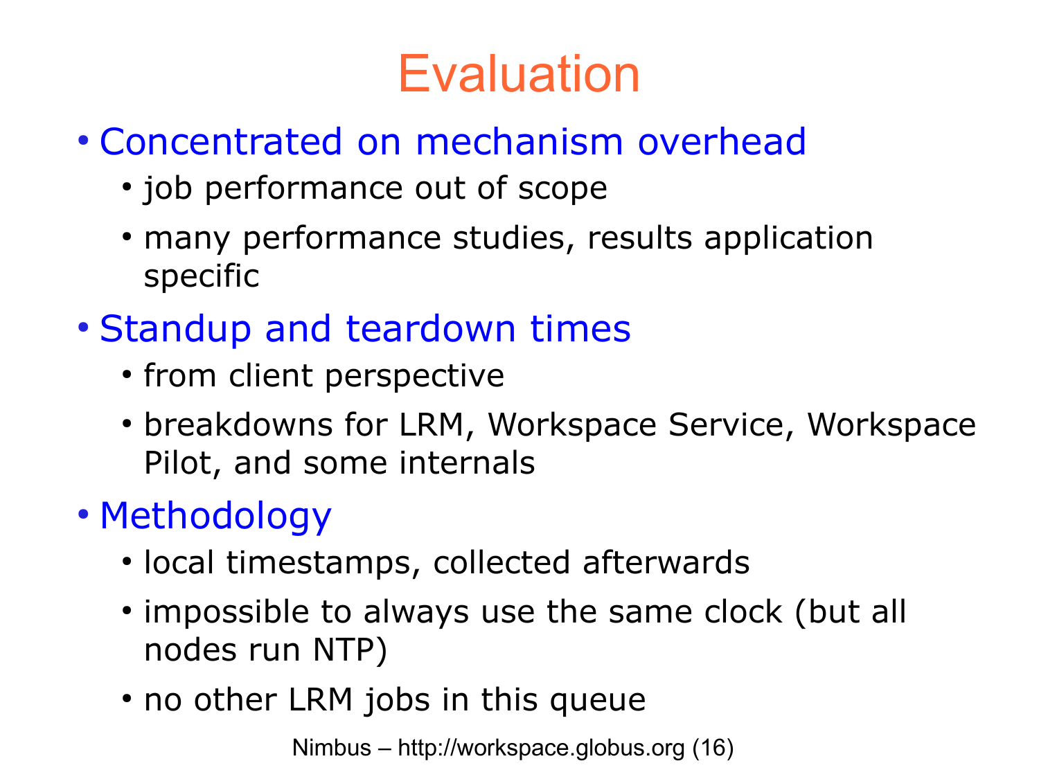# Evaluation

- Concentrated on mechanism overhead
  - job performance out of scope
  - many performance studies, results application specific
- Standup and teardown times
  - from client perspective
  - breakdowns for LRM, Workspace Service, Workspace Pilot, and some internals
- Methodology
  - local timestamps, collected afterwards
  - impossible to always use the same clock (but all nodes run NTP)
  - no other LRM jobs in this queue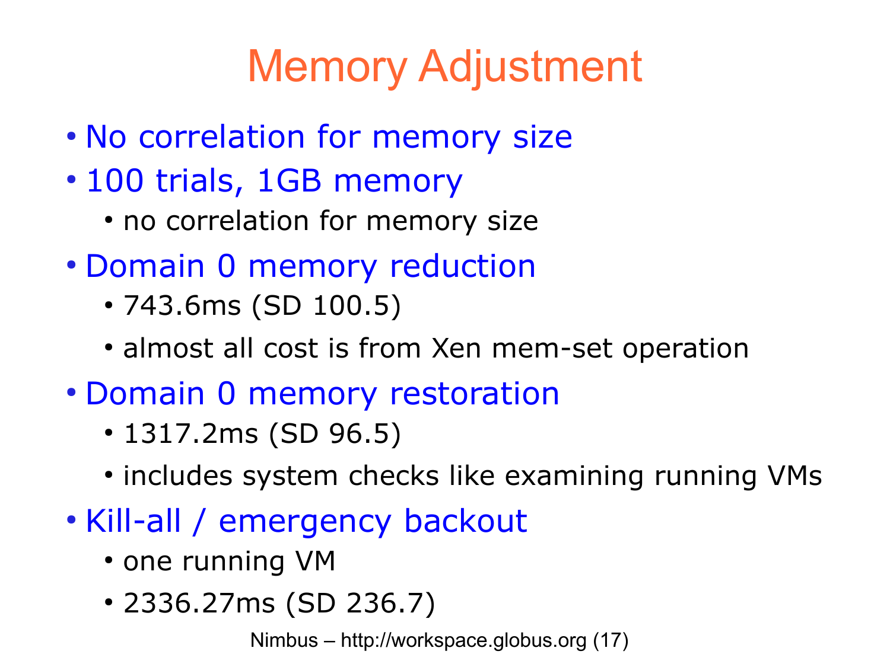# Memory Adjustment

- No correlation for memory size
- 100 trials, 1GB memory
  - no correlation for memory size
- Domain 0 memory reduction
  - 743.6ms (SD 100.5)
  - almost all cost is from Xen mem-set operation
- Domain 0 memory restoration
  - 1317.2ms (SD 96.5)
  - includes system checks like examining running VMs
- Kill-all / emergency backout
  - one running VM
  - 2336.27ms (SD 236.7)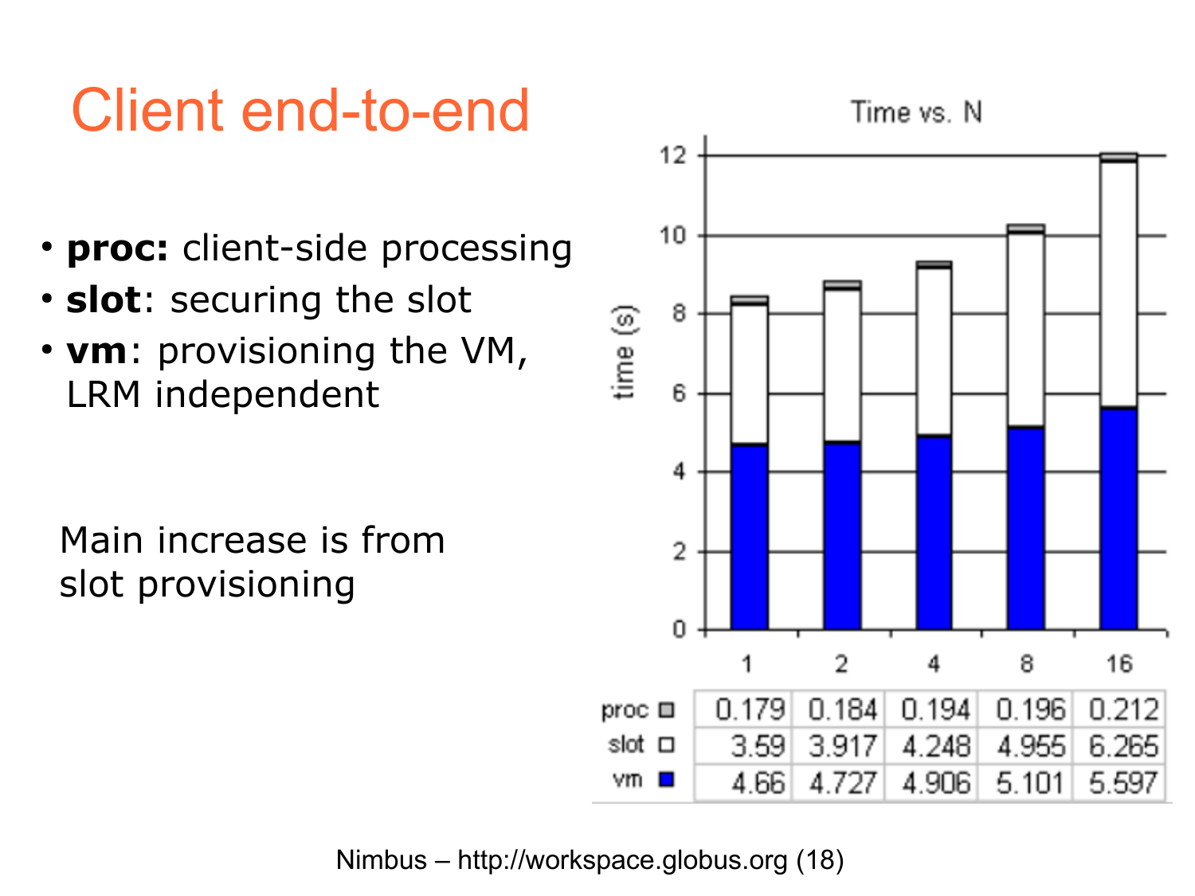# Client end-to-end

- **proc:** client-side processing
- **slot**: securing the slot
- **vm**: provisioning the VM, LRM independent

Main increase is from slot provisioning

Time vs. N

| | 1 | 2 | 4 | 8 | 16 |
|---|---|---|---|---|---|
| proc | 0.179 | 0.184 | 0.194 | 0.196 | 0.212 |
| slot | 3.59 | 3.917 | 4.248 | 4.955 | 6.265 |
| vm | 4.66 | 4.727 | 4.906 | 5.101 | 5.597 |

Nimbus – http://workspace.globus.org (18)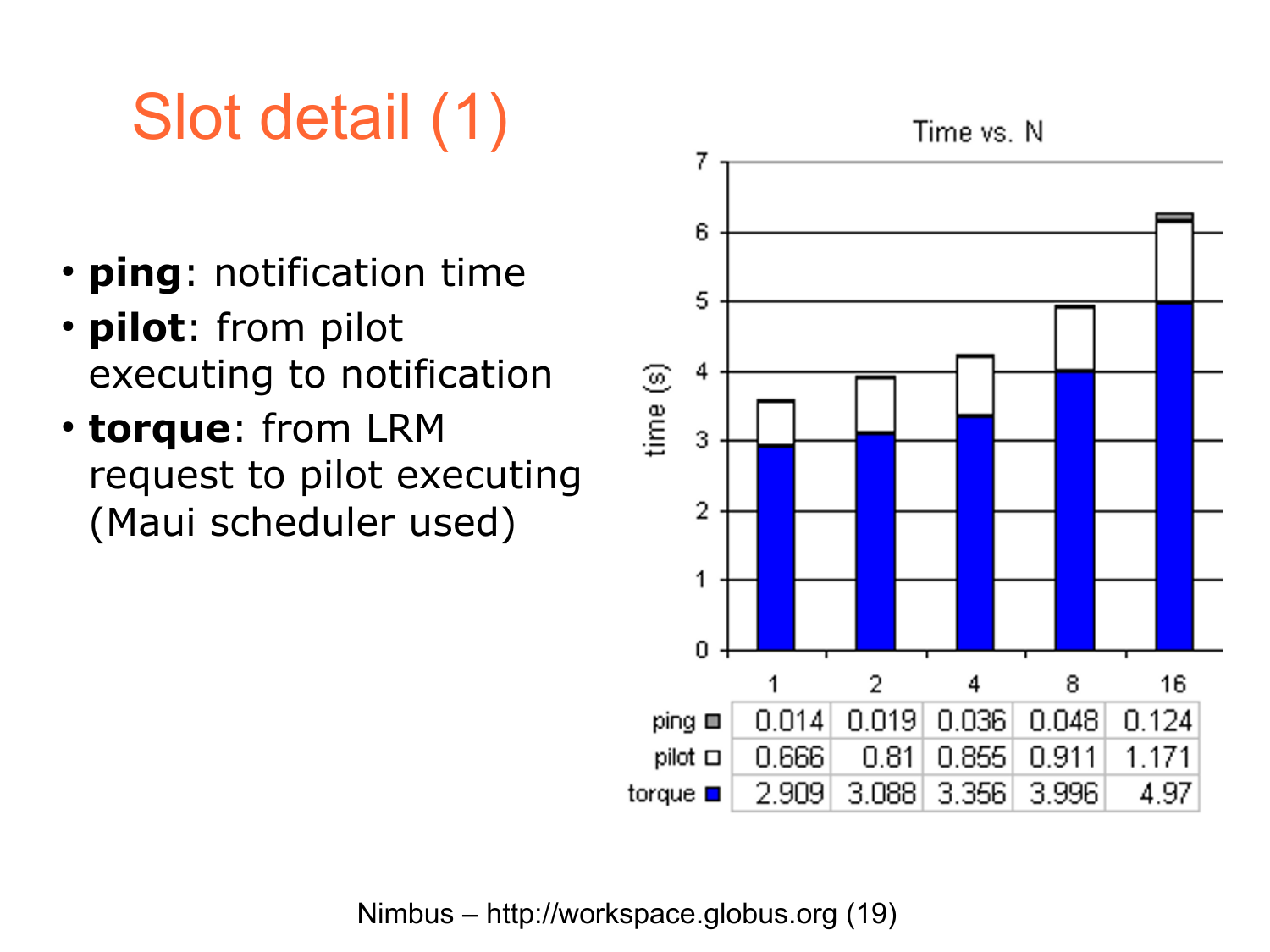# Slot detail (1)

- **ping**: notification time
- **pilot**: from pilot executing to notification
- **torque**: from LRM request to pilot executing (Maui scheduler used)

Time vs. N

| | 1 | 2 | 4 | 8 | 16 |
|---|---|---|---|---|---|
| ping | 0.014 | 0.019 | 0.036 | 0.048 | 0.124 |
| pilot | 0.666 | 0.81 | 0.855 | 0.911 | 1.171 |
| torque | 2.909 | 3.088 | 3.356 | 3.996 | 4.97 |

Nimbus – http://workspace.globus.org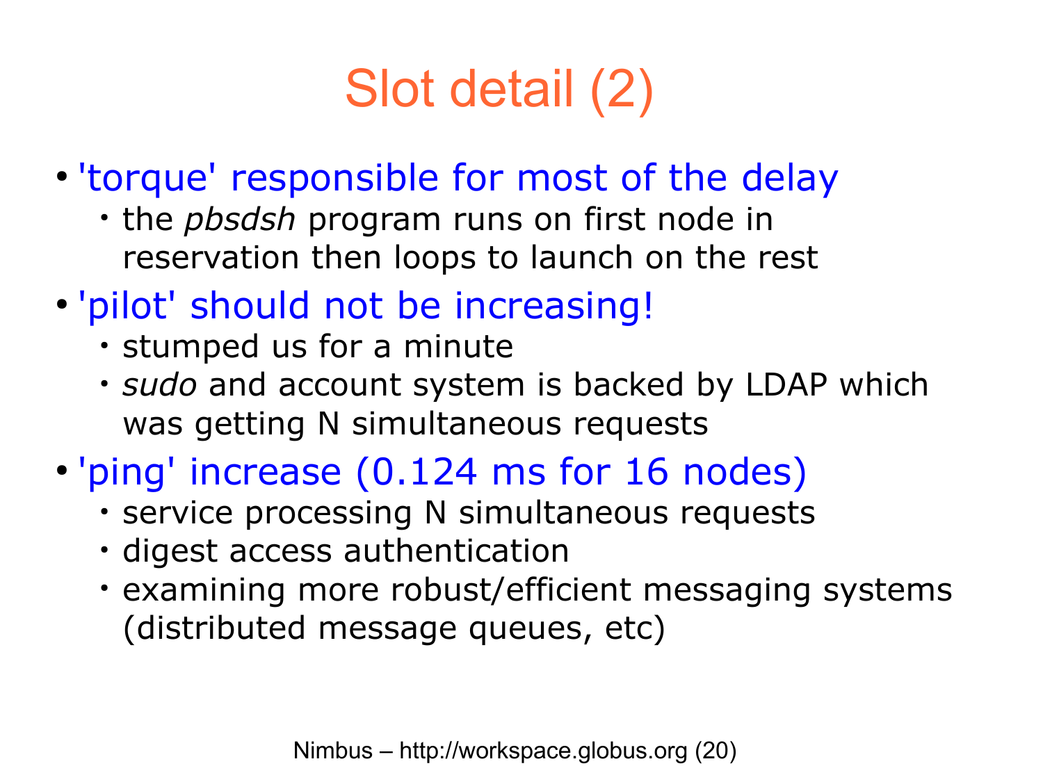# Slot detail (2)

- 'torque' responsible for most of the delay
  - the *pbsdsh* program runs on first node in reservation then loops to launch on the rest
- 'pilot' should not be increasing!
  - stumped us for a minute
  - *sudo* and account system is backed by LDAP which was getting N simultaneous requests
- 'ping' increase (0.124 ms for 16 nodes)
  - service processing N simultaneous requests
  - digest access authentication
  - examining more robust/efficient messaging systems (distributed message queues, etc)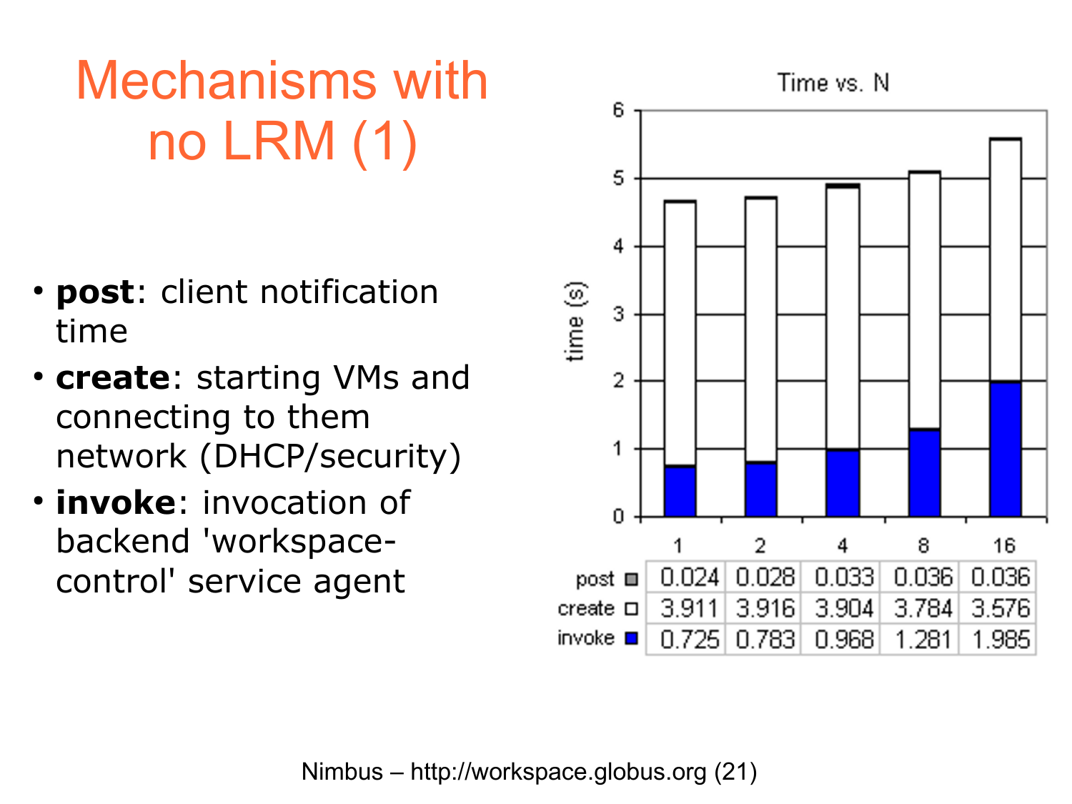# Mechanisms with no LRM (1)

- **post**: client notification time
- **create**: starting VMs and connecting to them network (DHCP/security)
- **invoke**: invocation of backend 'workspace-control' service agent

Time vs. N

| | 1 | 2 | 4 | 8 | 16 |
|---|---|---|---|---|---|
| post | 0.024 | 0.028 | 0.033 | 0.036 | 0.036 |
| create | 3.911 | 3.916 | 3.904 | 3.784 | 3.576 |
| invoke | 0.725 | 0.783 | 0.968 | 1.281 | 1.985 |

Nimbus – http://workspace.globus.org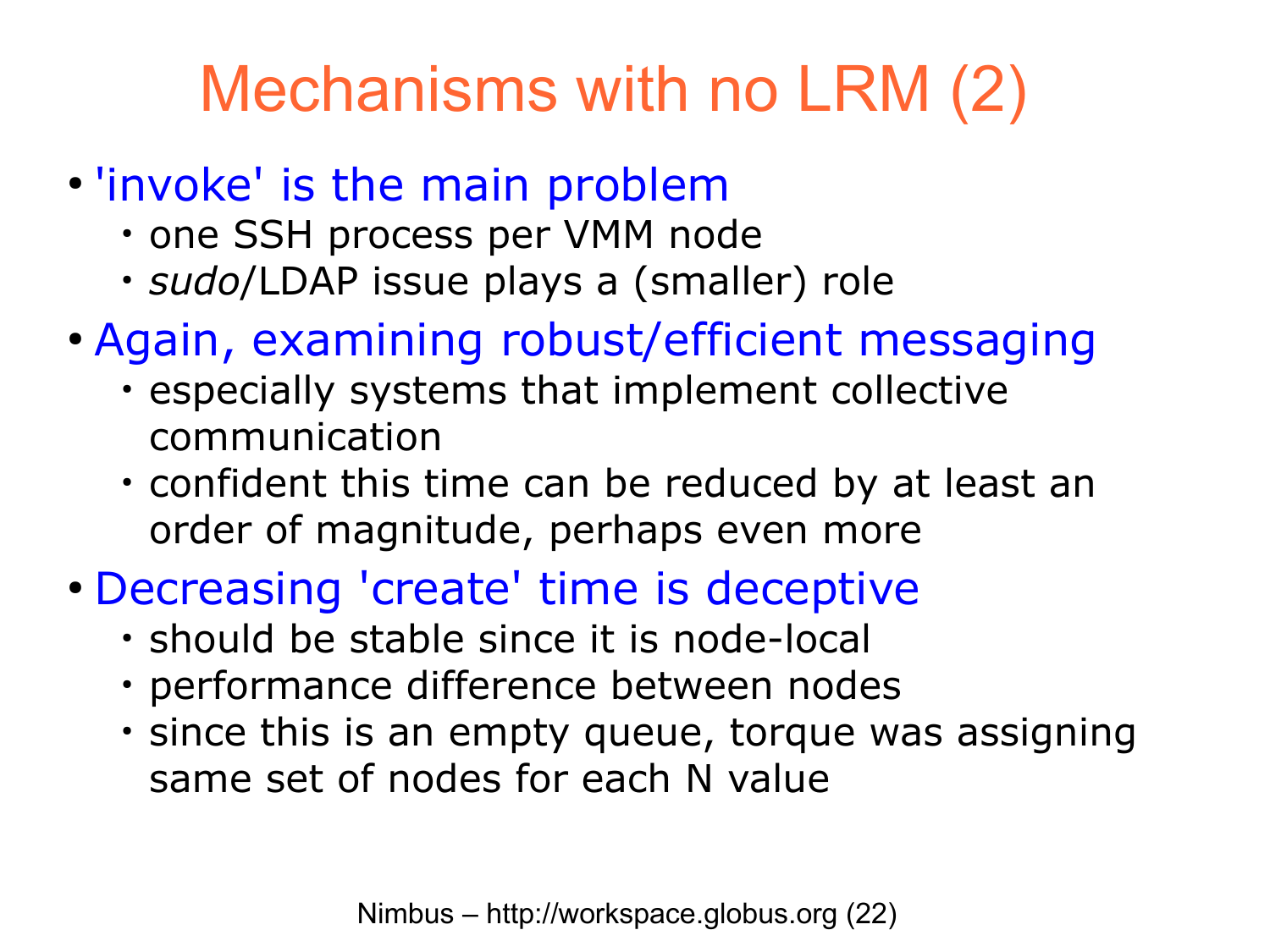# Mechanisms with no LRM (2)

- 'invoke' is the main problem
  - one SSH process per VMM node
  - *sudo*/LDAP issue plays a (smaller) role
- Again, examining robust/efficient messaging
  - especially systems that implement collective communication
  - confident this time can be reduced by at least an order of magnitude, perhaps even more
- Decreasing 'create' time is deceptive
  - should be stable since it is node-local
  - performance difference between nodes
  - since this is an empty queue, torque was assigning same set of nodes for each N value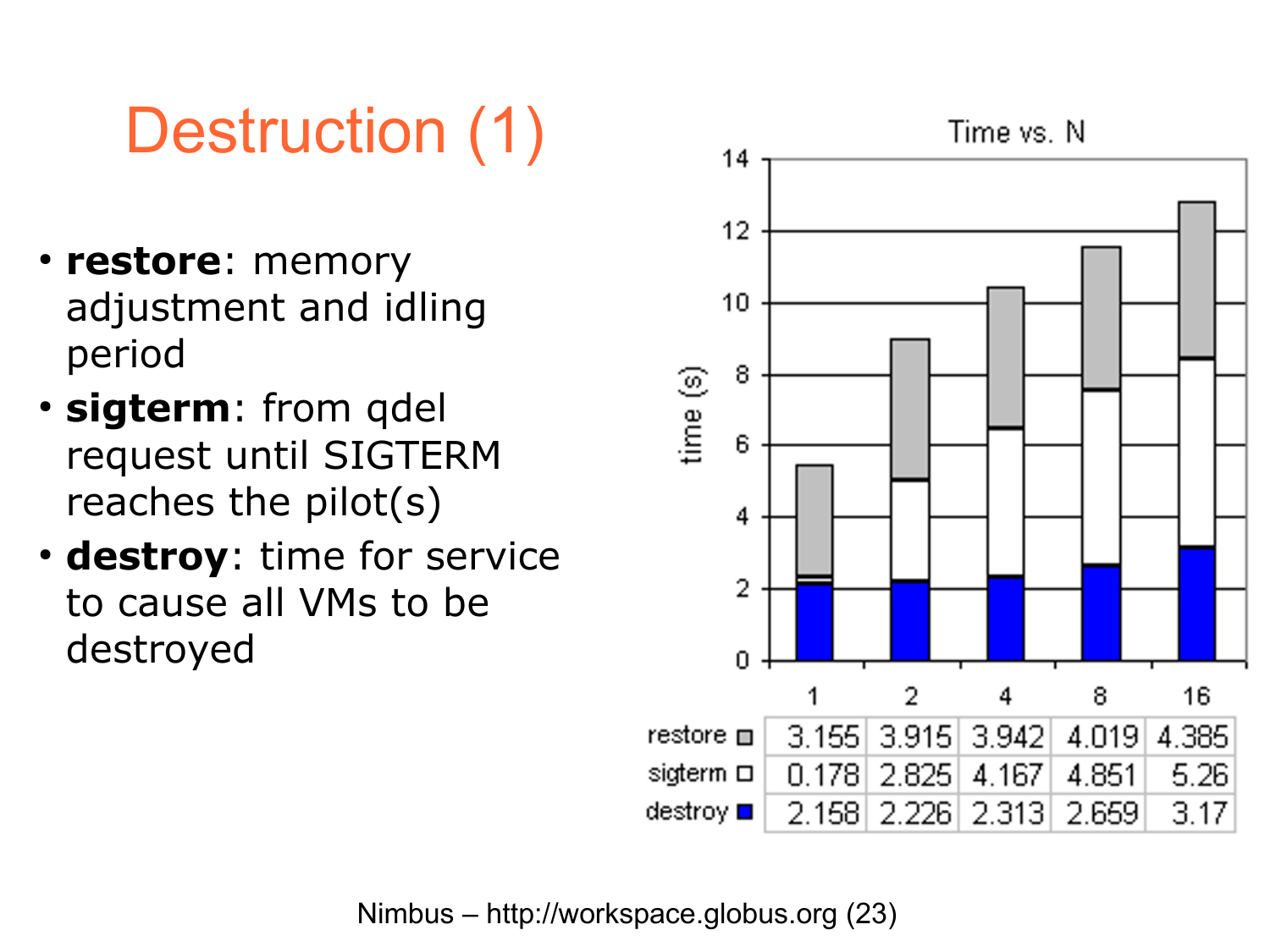# Destruction (1)

- **restore**: memory adjustment and idling period
- **sigterm**: from qdel request until SIGTERM reaches the pilot(s)
- **destroy**: time for service to cause all VMs to be destroyed

Time vs. N

| | 1 | 2 | 4 | 8 | 16 |
|---|---|---|---|---|---|
| restore | 3.155 | 3.915 | 3.942 | 4.019 | 4.385 |
| sigterm | 0.178 | 2.825 | 4.167 | 4.851 | 5.26 |
| destroy | 2.158 | 2.226 | 2.313 | 2.659 | 3.17 |

Nimbus – http://workspace.globus.org (23)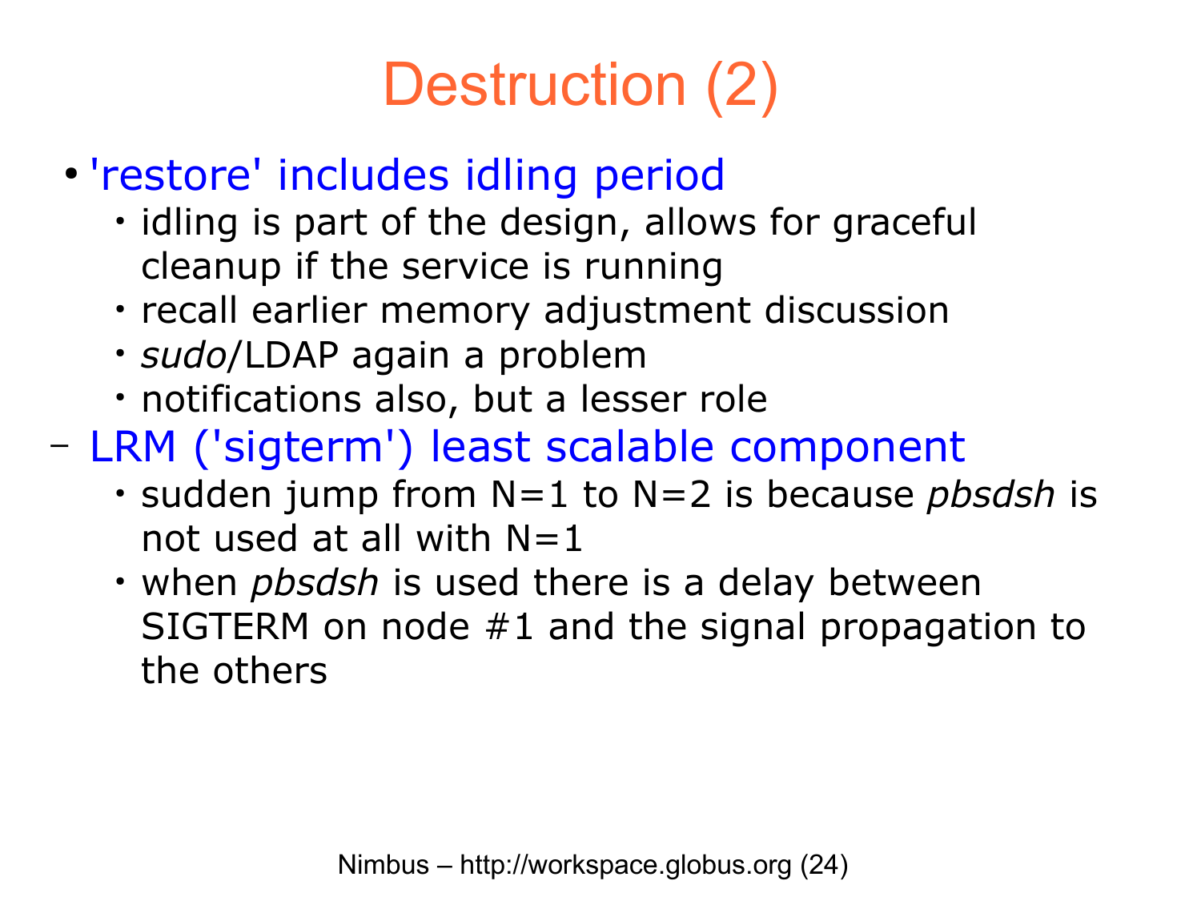# Destruction (2)

- 'restore' includes idling period
  - idling is part of the design, allows for graceful cleanup if the service is running
  - recall earlier memory adjustment discussion
  - *sudo*/LDAP again a problem
  - notifications also, but a lesser role
- LRM ('sigterm') least scalable component
  - sudden jump from N=1 to N=2 is because *pbsdsh* is not used at all with N=1
  - when *pbsdsh* is used there is a delay between SIGTERM on node #1 and the signal propagation to the others

Nimbus – http://workspace.globus.org (24)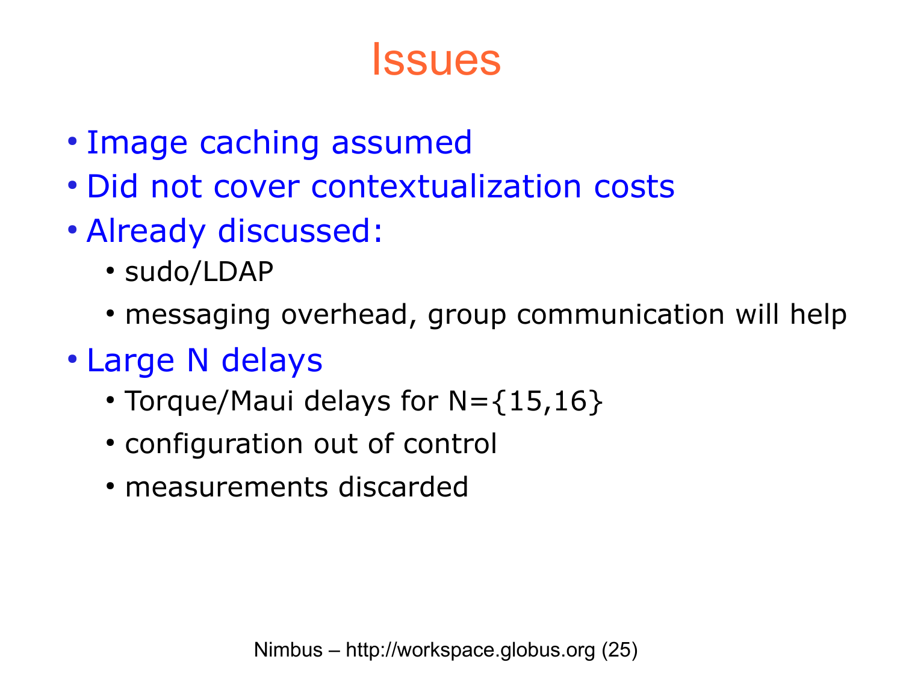# Issues

- Image caching assumed
- Did not cover contextualization costs
- Already discussed:
  - sudo/LDAP
  - messaging overhead, group communication will help
- Large N delays
  - Torque/Maui delays for N={15,16}
  - configuration out of control
  - measurements discarded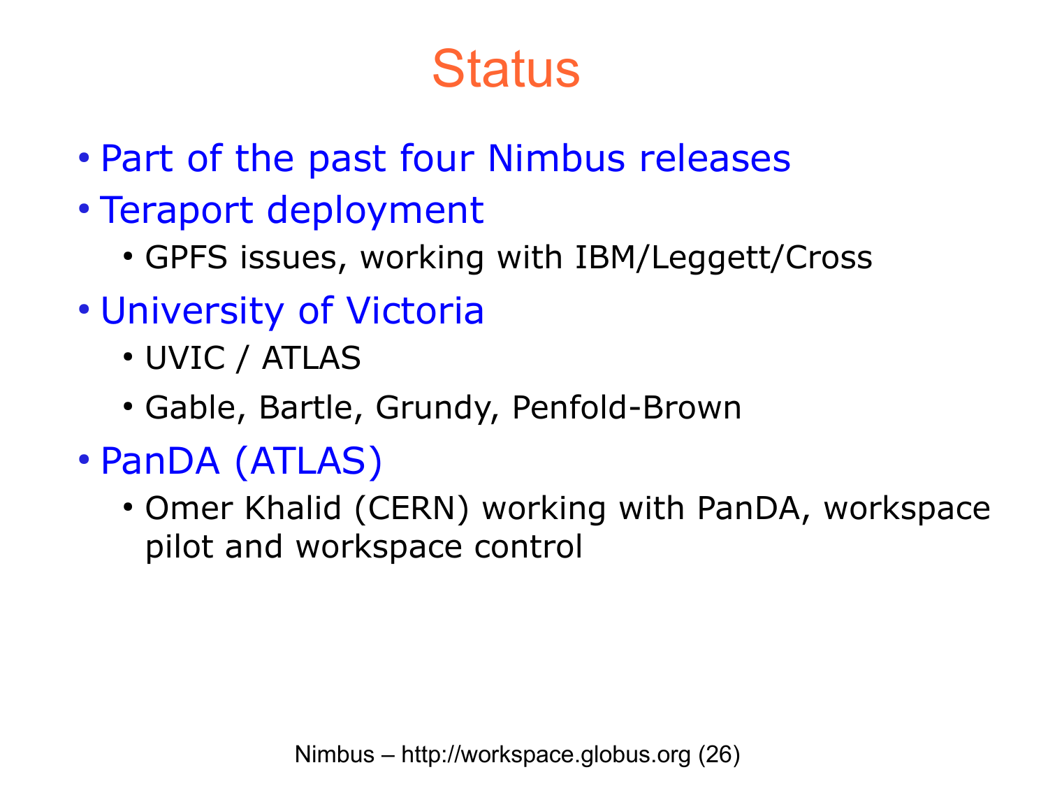# Status

- Part of the past four Nimbus releases
- Teraport deployment
  - GPFS issues, working with IBM/Leggett/Cross
- University of Victoria
  - UVIC / ATLAS
  - Gable, Bartle, Grundy, Penfold-Brown
- PanDA (ATLAS)
  - Omer Khalid (CERN) working with PanDA, workspace pilot and workspace control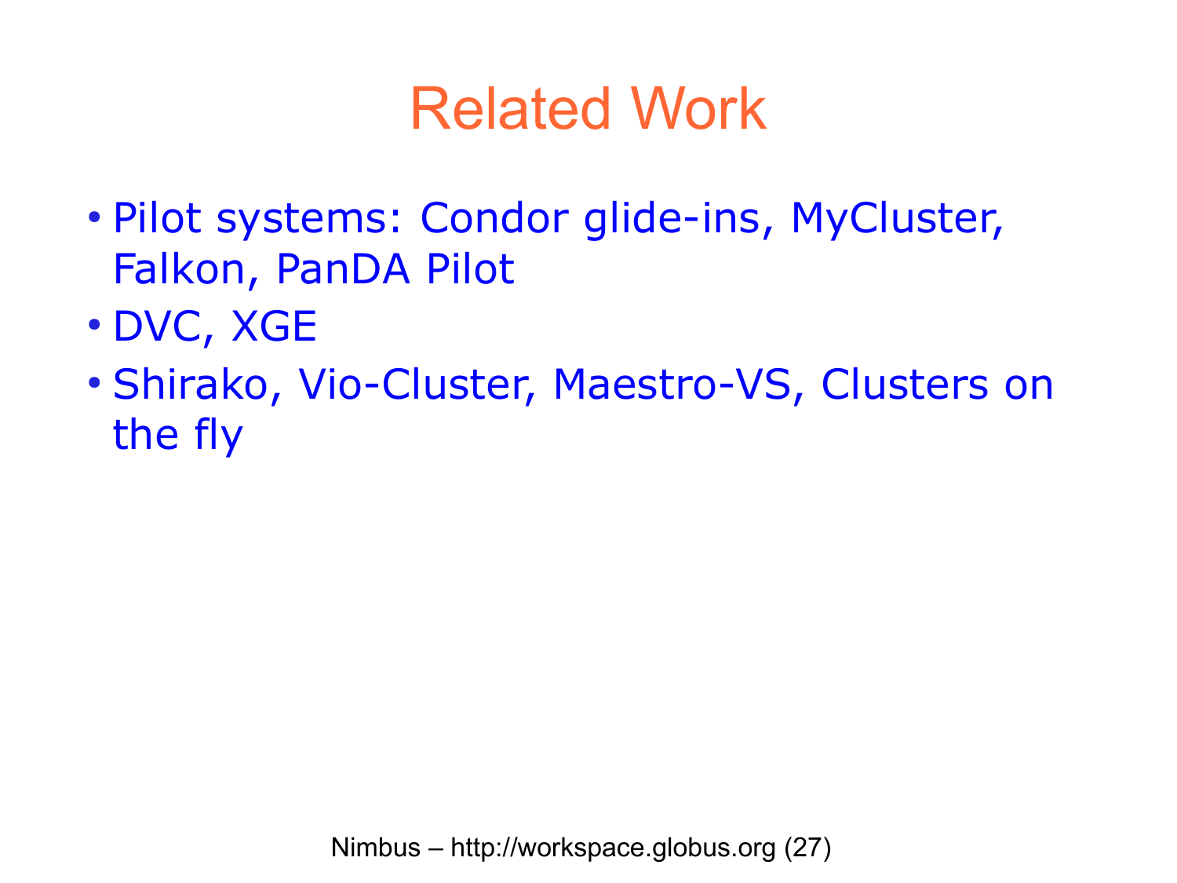# Related Work

- Pilot systems: Condor glide-ins, MyCluster, Falkon, PanDA Pilot
- DVC, XGE
- Shirako, Vio-Cluster, Maestro-VS, Clusters on the fly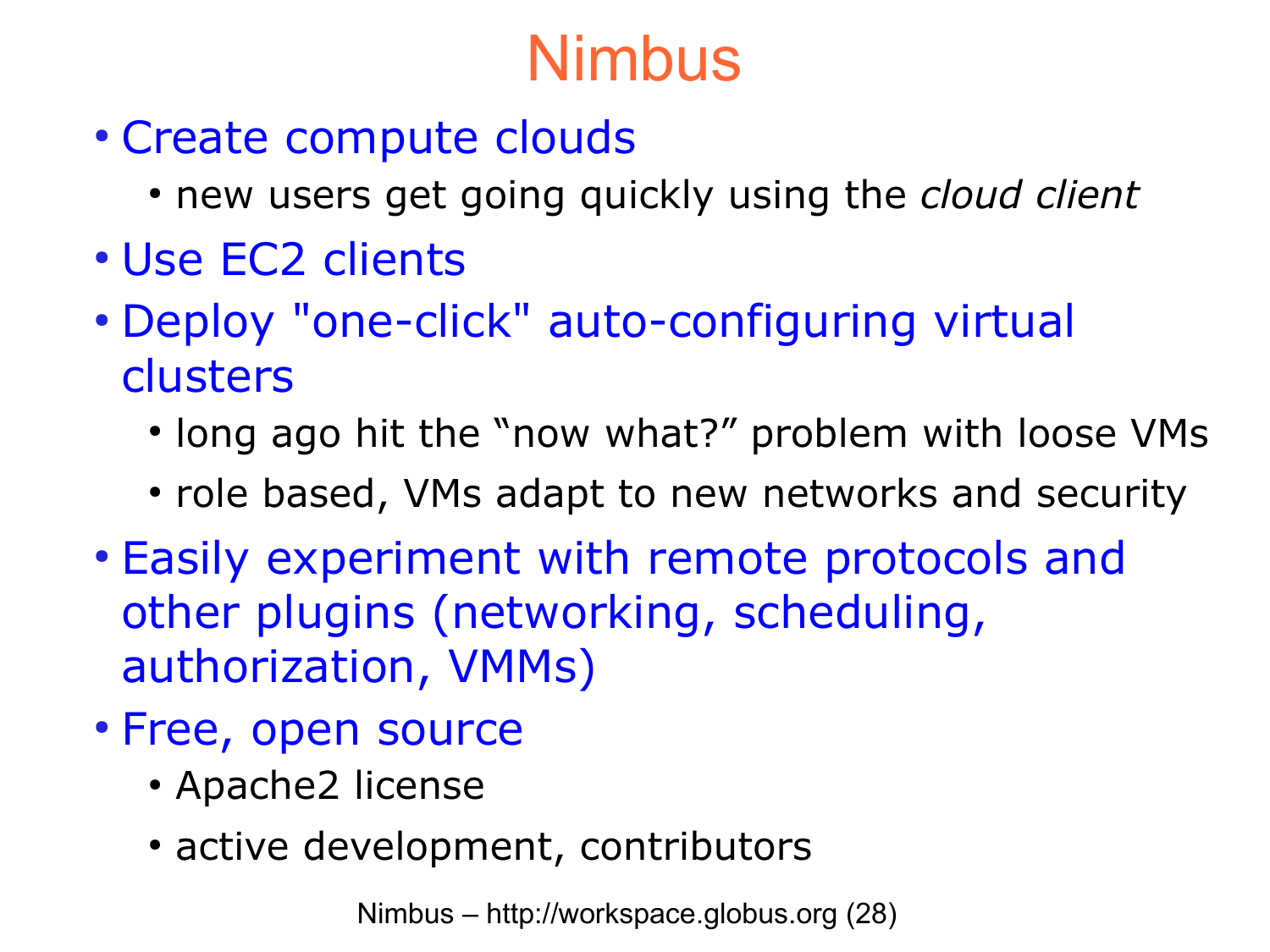# Nimbus

- Create compute clouds
  - new users get going quickly using the *cloud client*
- Use EC2 clients
- Deploy "one-click" auto-configuring virtual clusters
  - long ago hit the "now what?" problem with loose VMs
  - role based, VMs adapt to new networks and security
- Easily experiment with remote protocols and other plugins (networking, scheduling, authorization, VMMs)
- Free, open source
  - Apache2 license
  - active development, contributors

Nimbus – http://workspace.globus.org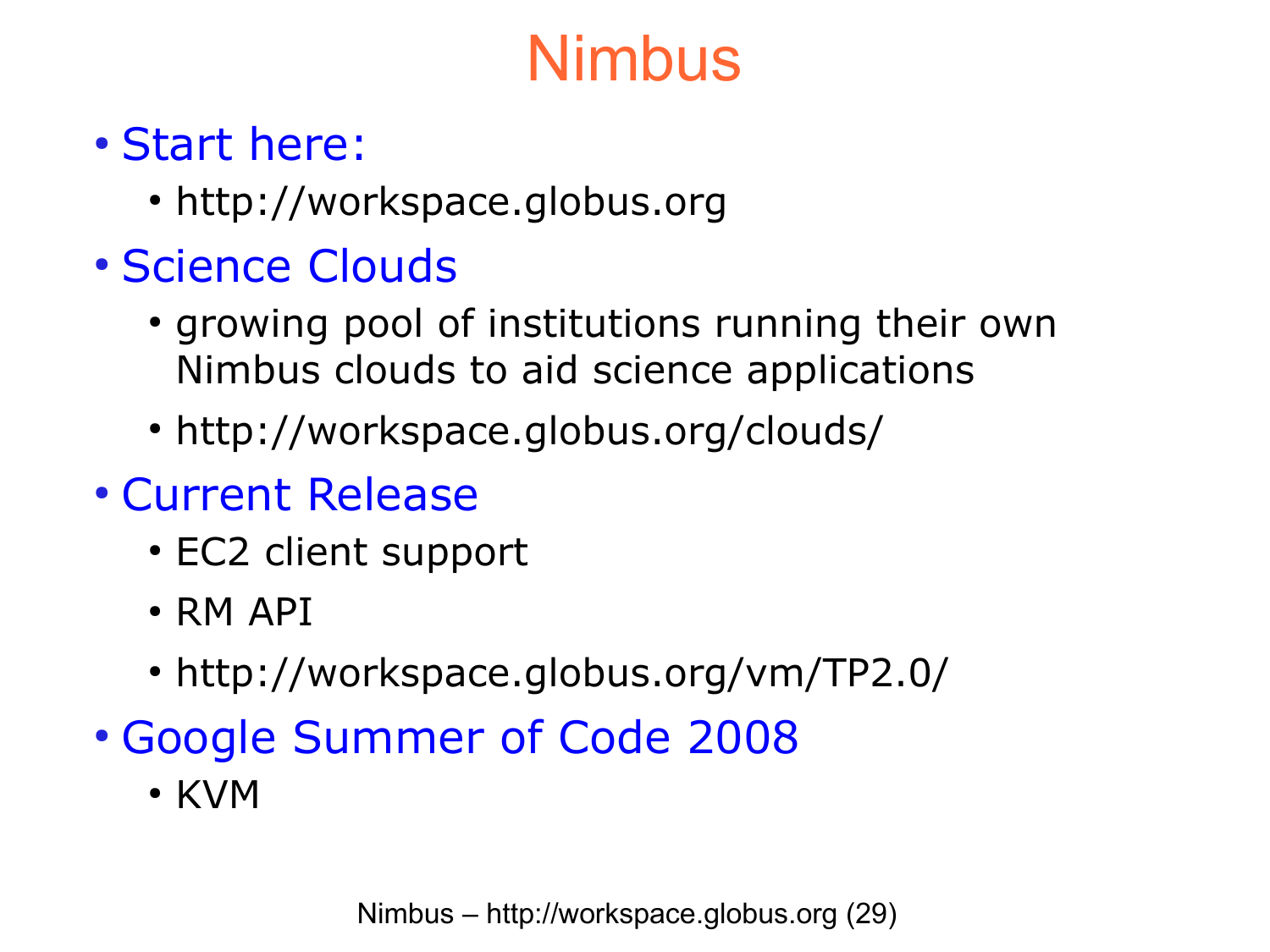# Nimbus

- Start here:
  - http://workspace.globus.org
- Science Clouds
  - growing pool of institutions running their own Nimbus clouds to aid science applications
  - http://workspace.globus.org/clouds/
- Current Release
  - EC2 client support
  - RM API
  - http://workspace.globus.org/vm/TP2.0/
- Google Summer of Code 2008
  - KVM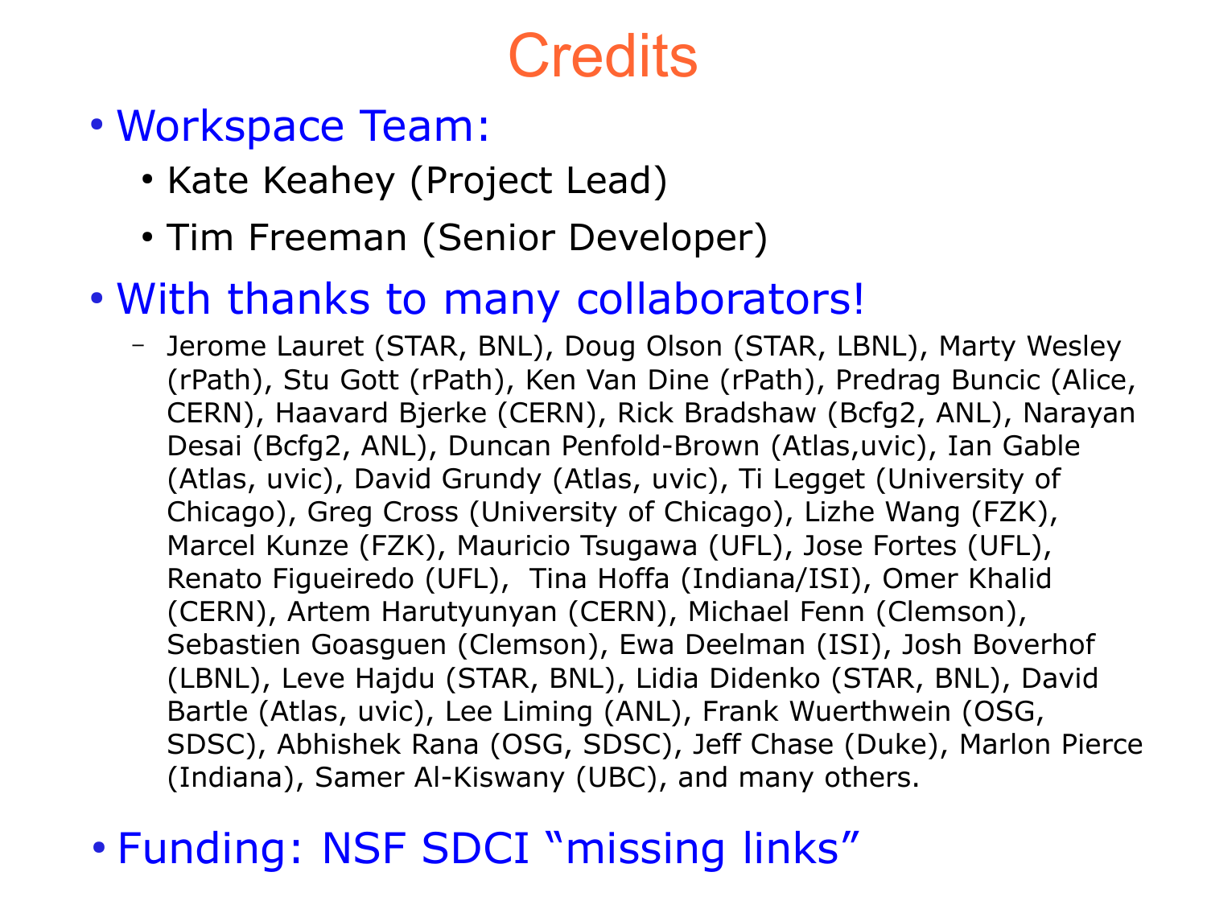# Credits

- Workspace Team:
  - Kate Keahey (Project Lead)
  - Tim Freeman (Senior Developer)
- With thanks to many collaborators!
  - Jerome Lauret (STAR, BNL), Doug Olson (STAR, LBNL), Marty Wesley (rPath), Stu Gott (rPath), Ken Van Dine (rPath), Predrag Buncic (Alice, CERN), Haavard Bjerke (CERN), Rick Bradshaw (Bcfg2, ANL), Narayan Desai (Bcfg2, ANL), Duncan Penfold-Brown (Atlas,uvic), Ian Gable (Atlas, uvic), David Grundy (Atlas, uvic), Ti Legget (University of Chicago), Greg Cross (University of Chicago), Lizhe Wang (FZK), Marcel Kunze (FZK), Mauricio Tsugawa (UFL), Jose Fortes (UFL), Renato Figueiredo (UFL), Tina Hoffa (Indiana/ISI), Omer Khalid (CERN), Artem Harutyunyan (CERN), Michael Fenn (Clemson), Sebastien Goasguen (Clemson), Ewa Deelman (ISI), Josh Boverhof (LBNL), Leve Hajdu (STAR, BNL), Lidia Didenko (STAR, BNL), David Bartle (Atlas, uvic), Lee Liming (ANL), Frank Wuerthwein (OSG, SDSC), Abhishek Rana (OSG, SDSC), Jeff Chase (Duke), Marlon Pierce (Indiana), Samer Al-Kiswany (UBC), and many others.
- Funding: NSF SDCI “missing links”